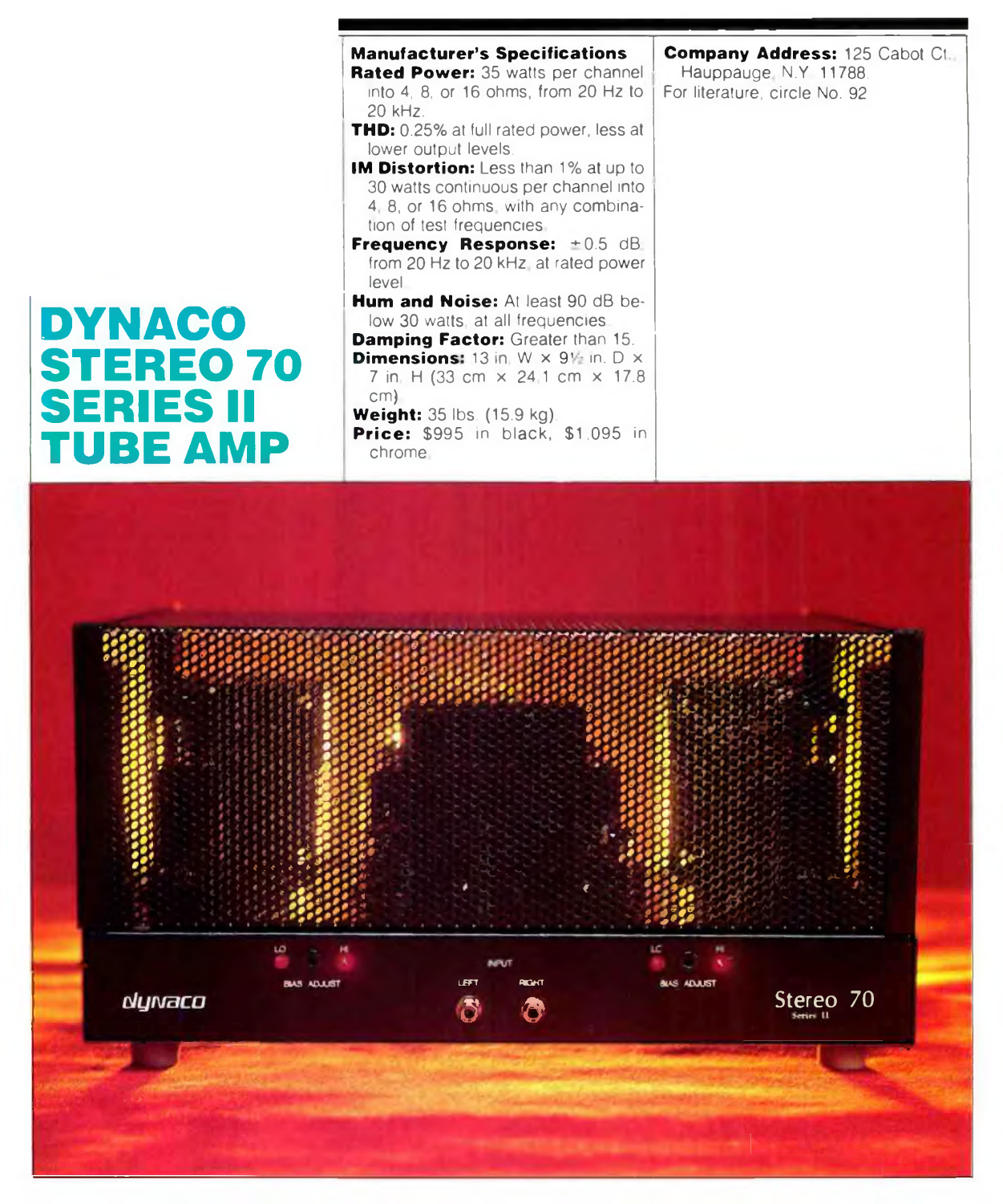# DYNACO STEREO 70 SERIES II TUBE AMP

**Manufacturer's Specifications**

**Rated Power:** 35 watts per channel into 4, 8, or 16 ohms, from 20 Hz to 20 kHz.

**THD:** 0.25% at full rated power, less at lower output levels.

**IM Distortion:** Less than 1% at up to 30 watts continuous per channel into 4, 8, or 16 ohms, with any combination of test frequencies.

**Frequency Response:** ±0.5 dB, from 20 Hz to 20 kHz, at rated power level.

**Hum and Noise:** At least 90 dB below 30 watts, at all frequencies.

**Damping Factor:** Greater than 15.

**Dimensions:** 13 in. W × 9½ in. D × 7 in. H (33 cm × 24.1 cm × 17.8 cm).

**Weight:** 35 lbs. (15.9 kg).

**Price:** $995 in black, $1,095 in chrome.

**Company Address:** 125 Cabot Ct., Hauppauge, N.Y. 11788.

For literature, circle No. 92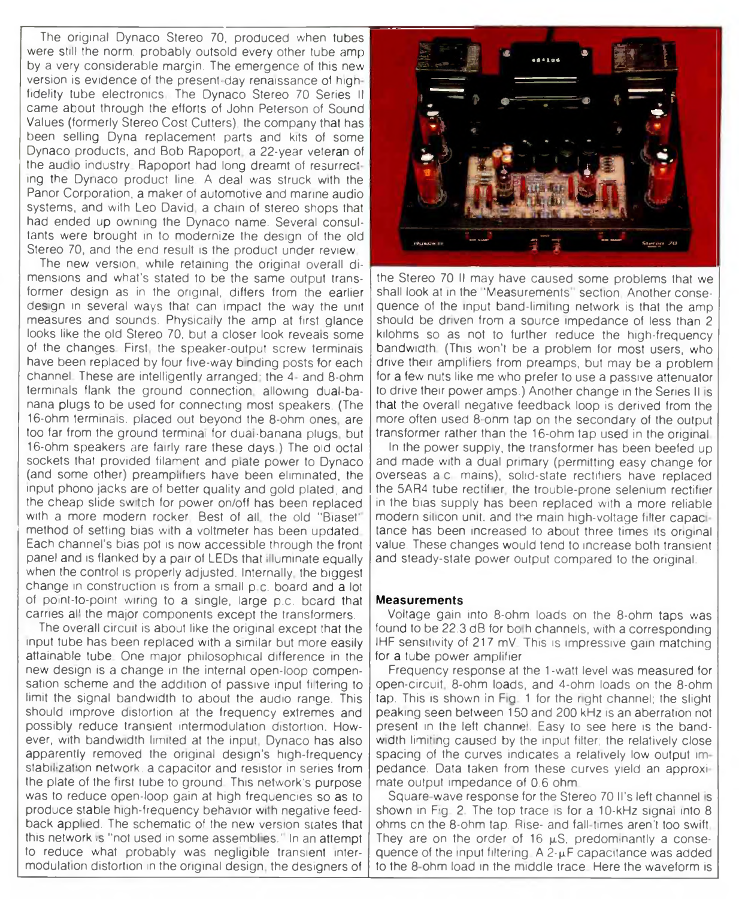The original Dynaco Stereo 70, produced when tubes were still the norm, probably outsold every other tube amp by a very considerable margin. The emergence of this new version is evidence of the present-day renaissance of high-fidelity tube electronics. The Dynaco Stereo 70 Series II came about through the efforts of John Peterson of Sound Values (formerly Stereo Cost Cutters), the company that has been selling Dyna replacement parts and kits of some Dynaco products, and Bob Rapoport, a 22-year veteran of the audio industry. Rapoport had long dreamt of resurrecting the Dynaco product line. A deal was struck with the Panor Corporation, a maker of automotive and marine audio systems, and with Leo David, a chain of stereo shops that had ended up owning the Dynaco name. Several consultants were brought in to modernize the design of the old Stereo 70, and the end result is the product under review.

The new version, while retaining the original overall dimensions and what's stated to be the same output transformer design as in the original, differs from the earlier design in several ways that can impact the way the unit measures and sounds. Physically the amp at first glance looks like the old Stereo 70, but a closer look reveals some of the changes. First, the speaker-output screw terminals have been replaced by four five-way binding posts for each channel. These are intelligently arranged; the 4- and 8-ohm terminals flank the ground connection, allowing dual-banana plugs to be used for connecting most speakers. (The 16-ohm terminals, placed out beyond the 8-ohm ones, are too far from the ground terminal for dual-banana plugs, but 16-ohm speakers are fairly rare these days.) The old octal sockets that provided filament and plate power to Dynaco (and some other) preamplifiers have been eliminated, the input phono jacks are of better quality and gold plated, and the cheap slide switch for power on/off has been replaced with a more modern rocker. Best of all, the old "Biaset" method of setting bias with a voltmeter has been updated. Each channel's bias pot is now accessible through the front panel and is flanked by a pair of LEDs that illuminate equally when the control is properly adjusted. Internally, the biggest change in construction is from a small p.c. board and a lot of point-to-point wiring to a single, large p.c. board that carries all the major components except the transformers.

The overall circuit is about like the original except that the input tube has been replaced with a similar but more easily attainable tube. One major philosophical difference in the new design is a change in the internal open-loop compensation scheme and the addition of passive input filtering to limit the signal bandwidth to about the audio range. This should improve distortion at the frequency extremes and possibly reduce transient intermodulation distortion. However, with bandwidth limited at the input, Dynaco has also apparently removed the original design's high-frequency stabilization network, a capacitor and resistor in series from the plate of the first tube to ground. This network's purpose was to reduce open-loop gain at high frequencies so as to produce stable high-frequency behavior with negative feedback applied. The schematic of the new version states that this network is "not used in some assemblies." In an attempt to reduce what probably was negligible transient intermodulation distortion in the original design, the designers of the Stereo 70 II may have caused some problems that we shall look at in the "Measurements" section. Another consequence of the input band-limiting network is that the amp should be driven from a source impedance of less than 2 kilohms so as not to further reduce the high-frequency bandwidth. (This won't be a problem for most users, who drive their amplifiers from preamps, but may be a problem for a few nuts like me who prefer to use a passive attenuator to drive their power amps.) Another change in the Series II is that the overall negative feedback loop is derived from the more often used 8-ohm tap on the secondary of the output transformer rather than the 16-ohm tap used in the original.

In the power supply, the transformer has been beefed up and made with a dual primary (permitting easy change for overseas a.c. mains), solid-state rectifiers have replaced the 5AR4 tube rectifier, the trouble-prone selenium rectifier in the bias supply has been replaced with a more reliable modern silicon unit, and the main high-voltage filter capacitance has been increased to about three times its original value. These changes would tend to increase both transient and steady-state power output compared to the original.

## Measurements

Voltage gain into 8-ohm loads on the 8-ohm taps was found to be 22.3 dB for both channels, with a corresponding IHF sensitivity of 217 mV. This is impressive gain matching for a tube power amplifier.

Frequency response at the 1-watt level was measured for open-circuit, 8-ohm loads, and 4-ohm loads on the 8-ohm tap. This is shown in Fig. 1 for the right channel; the slight peaking seen between 150 and 200 kHz is an aberration not present in the left channel. Easy to see here is the bandwidth limiting caused by the input filter; the relatively close spacing of the curves indicates a relatively low output impedance. Data taken from these curves yield an approximate output impedance of 0.6 ohm.

Square-wave response for the Stereo 70 II's left channel is shown in Fig. 2. The top trace is for a 10-kHz signal into 8 ohms on the 8-ohm tap. Rise- and fall-times aren't too swift. They are on the order of 16 µS, predominantly a consequence of the input filtering. A 2-µF capacitance was added to the 8-ohm load in the middle trace. Here the waveform is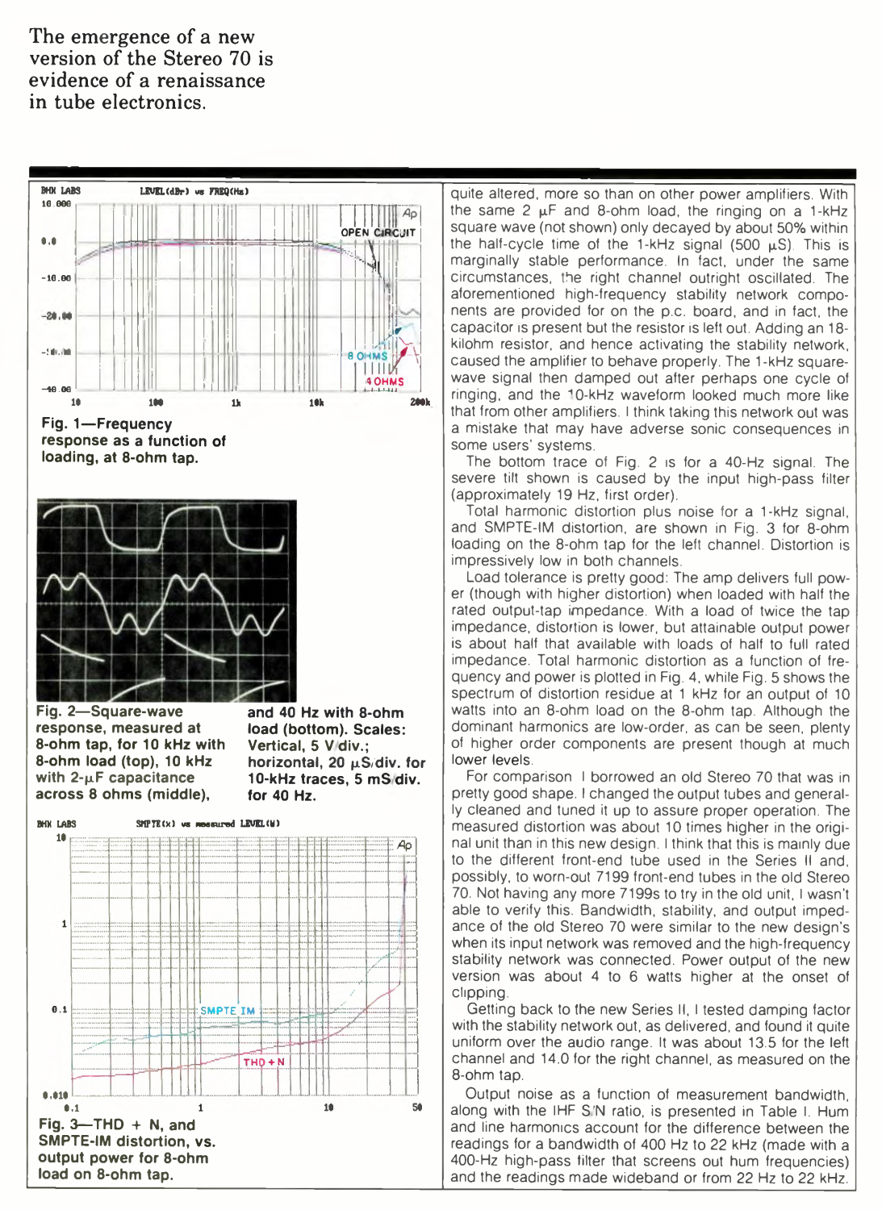The emergence of a new version of the Stereo 70 is evidence of a renaissance in tube electronics.

Fig. 1—Frequency response as a function of loading, at 8-ohm tap.

Fig. 2—Square-wave response, measured at 8-ohm tap, for 10 kHz with 8-ohm load (top), 10 kHz with 2-μF capacitance across 8 ohms (middle), and 40 Hz with 8-ohm load (bottom). Scales: Vertical, 5 V/div.; horizontal, 20 μS/div. for 10-kHz traces, 5 mS/div. for 40 Hz.

Fig. 3—THD + N, and SMPTE-IM distortion, vs. output power for 8-ohm load on 8-ohm tap.

quite altered, more so than on other power amplifiers. With the same 2 μF and 8-ohm load, the ringing on a 1-kHz square wave (not shown) only decayed by about 50% within the half-cycle time of the 1-kHz signal (500 μS). This is marginally stable performance. In fact, under the same circumstances, the right channel outright oscillated. The aforementioned high-frequency stability network components are provided for on the p.c. board, and in fact, the capacitor is present but the resistor is left out. Adding an 18-kilohm resistor, and hence activating the stability network, caused the amplifier to behave properly. The 1-kHz square-wave signal then damped out after perhaps one cycle of ringing, and the 10-kHz waveform looked much more like that from other amplifiers. I think taking this network out was a mistake that may have adverse sonic consequences in some users' systems.

The bottom trace of Fig. 2 is for a 40-Hz signal. The severe tilt shown is caused by the input high-pass filter (approximately 19 Hz, first order).

Total harmonic distortion plus noise for a 1-kHz signal, and SMPTE-IM distortion, are shown in Fig. 3 for 8-ohm loading on the 8-ohm tap for the left channel. Distortion is impressively low in both channels.

Load tolerance is pretty good: The amp delivers full power (though with higher distortion) when loaded with half the rated output-tap impedance. With a load of twice the tap impedance, distortion is lower, but attainable output power is about half that available with loads of half to full rated impedance. Total harmonic distortion as a function of frequency and power is plotted in Fig. 4, while Fig. 5 shows the spectrum of distortion residue at 1 kHz for an output of 10 watts into an 8-ohm load on the 8-ohm tap. Although the dominant harmonics are low-order, as can be seen, plenty of higher order components are present though at much lower levels.

For comparison I borrowed an old Stereo 70 that was in pretty good shape. I changed the output tubes and generally cleaned and tuned it up to assure proper operation. The measured distortion was about 10 times higher in the original unit than in this new design. I think that this is mainly due to the different front-end tube used in the Series II and, possibly, to worn-out 7199 front-end tubes in the old Stereo 70. Not having any more 7199s to try in the old unit, I wasn't able to verify this. Bandwidth, stability, and output impedance of the old Stereo 70 were similar to the new design's when its input network was removed and the high-frequency stability network was connected. Power output of the new version was about 4 to 6 watts higher at the onset of clipping.

Getting back to the new Series II, I tested damping factor with the stability network out, as delivered, and found it quite uniform over the audio range. It was about 13.5 for the left channel and 14.0 for the right channel, as measured on the 8-ohm tap.

Output noise as a function of measurement bandwidth, along with the IHF S/N ratio, is presented in Table I. Hum and line harmonics account for the difference between the readings for a bandwidth of 400 Hz to 22 kHz (made with a 400-Hz high-pass filter that screens out hum frequencies) and the readings made wideband or from 22 Hz to 22 kHz.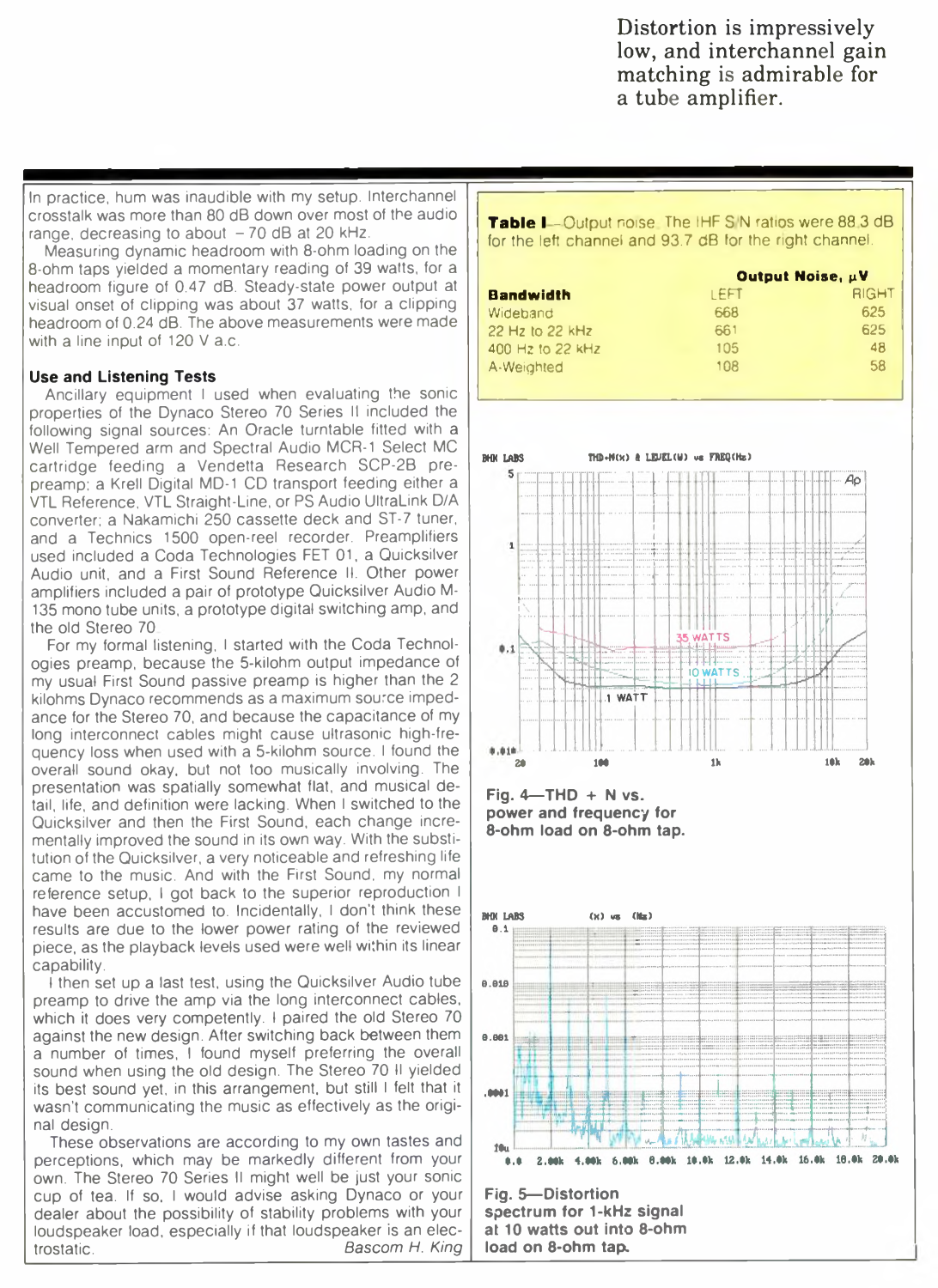Distortion is impressively low, and interchannel gain matching is admirable for a tube amplifier.

In practice, hum was inaudible with my setup. Interchannel crosstalk was more than 80 dB down over most of the audio range, decreasing to about −70 dB at 20 kHz.

Measuring dynamic headroom with 8-ohm loading on the 8-ohm taps yielded a momentary reading of 39 watts, for a headroom figure of 0.47 dB. Steady-state power output at visual onset of clipping was about 37 watts, for a clipping headroom of 0.24 dB. The above measurements were made with a line input of 120 V a.c.

### Use and Listening Tests

Ancillary equipment I used when evaluating the sonic properties of the Dynaco Stereo 70 Series II included the following signal sources: An Oracle turntable fitted with a Well Tempered arm and Spectral Audio MCR-1 Select MC cartridge feeding a Vendetta Research SCP-2B preamp; a Krell Digital MD-1 CD transport feeding either a VTL Reference, VTL Straight-Line, or PS Audio UltraLink D/A converter; a Nakamichi 250 cassette deck and ST-7 tuner, and a Technics 1500 open-reel recorder. Preamplifiers used included a Coda Technologies FET 01, a Quicksilver Audio unit, and a First Sound Reference II. Other power amplifiers included a pair of prototype Quicksilver Audio M-135 mono tube units, a prototype digital switching amp, and the old Stereo 70.

For my formal listening, I started with the Coda Technologies preamp, because the 5-kilohm output impedance of my usual First Sound passive preamp is higher than the 2 kilohms Dynaco recommends as a maximum source impedance for the Stereo 70, and because the capacitance of my long interconnect cables might cause ultrasonic high-frequency loss when used with a 5-kilohm source. I found the overall sound okay, but not too musically involving. The presentation was spatially somewhat flat, and musical detail, life, and definition were lacking. When I switched to the Quicksilver and then the First Sound, each change incrementally improved the sound in its own way. With the substitution of the Quicksilver, a very noticeable and refreshing life came to the music. And with the First Sound, my normal reference setup, I got back to the superior reproduction I have been accustomed to. Incidentally, I don't think these results are due to the lower power rating of the reviewed piece, as the playback levels used were well within its linear capability.

I then set up a last test, using the Quicksilver Audio tube preamp to drive the amp via the long interconnect cables, which it does very competently. I paired the old Stereo 70 against the new design. After switching back between them a number of times, I found myself preferring the overall sound when using the old design. The Stereo 70 II yielded its best sound yet, in this arrangement, but still I felt that it wasn't communicating the music as effectively as the original design.

These observations are according to my own tastes and perceptions, which may be markedly different from your own. The Stereo 70 Series II might well be just your sonic cup of tea. If so, I would advise asking Dynaco or your dealer about the possibility of stability problems with your loudspeaker load, especially if that loudspeaker is an electrostatic.

*Bascom H. King*

**Table I**—Output noise. The IHF S/N ratios were 88.3 dB for the left channel and 93.7 dB for the right channel.

| Bandwidth | Output Noise, µV LEFT | Output Noise, µV RIGHT |
|---|---|---|
| Wideband | 668 | 625 |
| 22 Hz to 22 kHz | 661 | 625 |
| 400 Hz to 22 kHz | 105 | 48 |
| A-Weighted | 108 | 58 |

BHK LABS THD+N(%) & LEVEL(W) vs FREQ(Hz)
5
1
0.1
0.010
20 100 1k 10k 20k
Ap
35 WATTS
10 WATTS
1 WATT

**Fig. 4—THD + N vs. power and frequency for 8-ohm load on 8-ohm tap.**

BHK LABS (%) vs (Hz)
0.1
0.010
0.001
.0001
10u
0.0 2.00k 4.00k 6.00k 8.00k 10.0k 12.0k 14.0k 16.0k 18.0k 20.0k

**Fig. 5—Distortion spectrum for 1-kHz signal at 10 watts out into 8-ohm load on 8-ohm tap.**